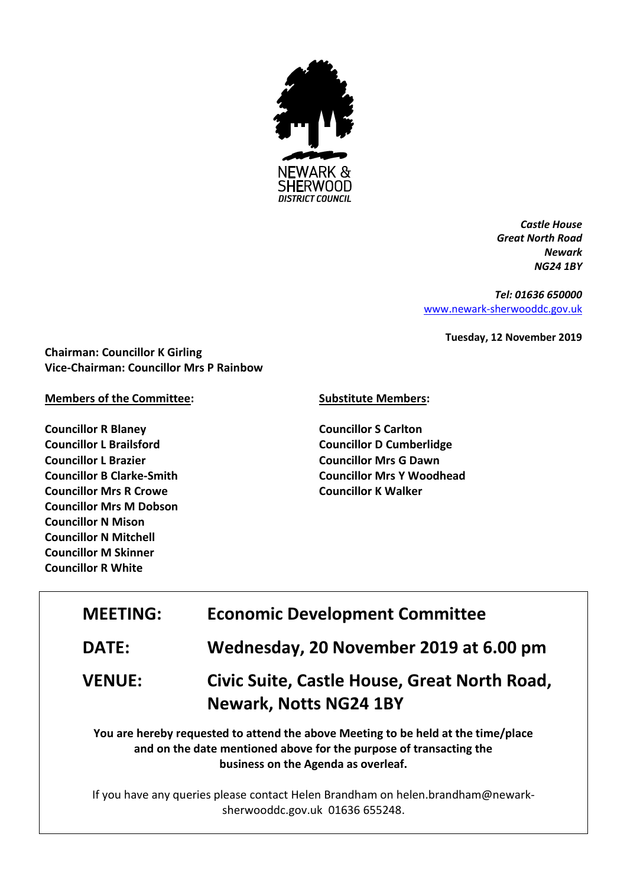NEWARK & SHERWOOD DISTRICT COUNCIL

*Castle House*
*Great North Road*
*Newark*
*NG24 1BY*

*Tel: 01636 650000*
[www.newark-sherwooddc.gov.uk](http://www.newark-sherwooddc.gov.uk)

**Tuesday, 12 November 2019**

**Chairman: Councillor K Girling**
**Vice-Chairman: Councillor Mrs P Rainbow**

**Members of the Committee:**

**Councillor R Blaney**
**Councillor L Brailsford**
**Councillor L Brazier**
**Councillor B Clarke-Smith**
**Councillor Mrs R Crowe**
**Councillor Mrs M Dobson**
**Councillor N Mison**
**Councillor N Mitchell**
**Councillor M Skinner**
**Councillor R White**

**Substitute Members:**

**Councillor S Carlton**
**Councillor D Cumberlidge**
**Councillor Mrs G Dawn**
**Councillor Mrs Y Woodhead**
**Councillor K Walker**

| | |
|---|---|
| **MEETING:** | **Economic Development Committee** |
| **DATE:** | **Wednesday, 20 November 2019 at 6.00 pm** |
| **VENUE:** | **Civic Suite, Castle House, Great North Road, Newark, Notts NG24 1BY** |

**You are hereby requested to attend the above Meeting to be held at the time/place and on the date mentioned above for the purpose of transacting the business on the Agenda as overleaf.**

If you have any queries please contact Helen Brandham on helen.brandham@newark-sherwooddc.gov.uk 01636 655248.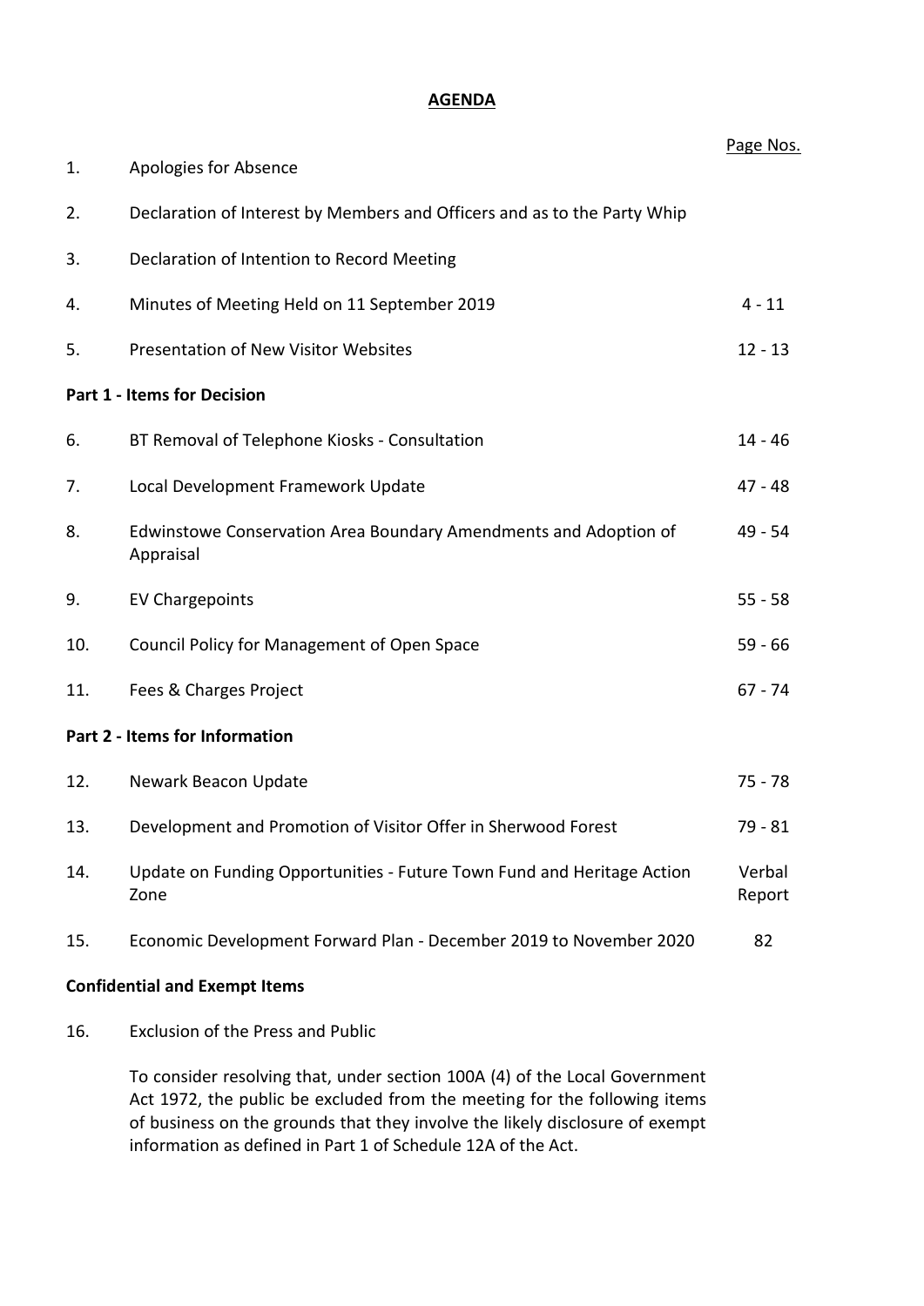# AGENDA

| | | Page Nos. |
|---|---|---|
| 1. | Apologies for Absence | |
| 2. | Declaration of Interest by Members and Officers and as to the Party Whip | |
| 3. | Declaration of Intention to Record Meeting | |
| 4. | Minutes of Meeting Held on 11 September 2019 | 4 - 11 |
| 5. | Presentation of New Visitor Websites | 12 - 13 |
| **Part 1 - Items for Decision** | | |
| 6. | BT Removal of Telephone Kiosks - Consultation | 14 - 46 |
| 7. | Local Development Framework Update | 47 - 48 |
| 8. | Edwinstowe Conservation Area Boundary Amendments and Adoption of Appraisal | 49 - 54 |
| 9. | EV Chargepoints | 55 - 58 |
| 10. | Council Policy for Management of Open Space | 59 - 66 |
| 11. | Fees & Charges Project | 67 - 74 |
| **Part 2 - Items for Information** | | |
| 12. | Newark Beacon Update | 75 - 78 |
| 13. | Development and Promotion of Visitor Offer in Sherwood Forest | 79 - 81 |
| 14. | Update on Funding Opportunities - Future Town Fund and Heritage Action Zone | Verbal Report |
| 15. | Economic Development Forward Plan - December 2019 to November 2020 | 82 |

**Confidential and Exempt Items**

16. Exclusion of the Press and Public

To consider resolving that, under section 100A (4) of the Local Government Act 1972, the public be excluded from the meeting for the following items of business on the grounds that they involve the likely disclosure of exempt information as defined in Part 1 of Schedule 12A of the Act.